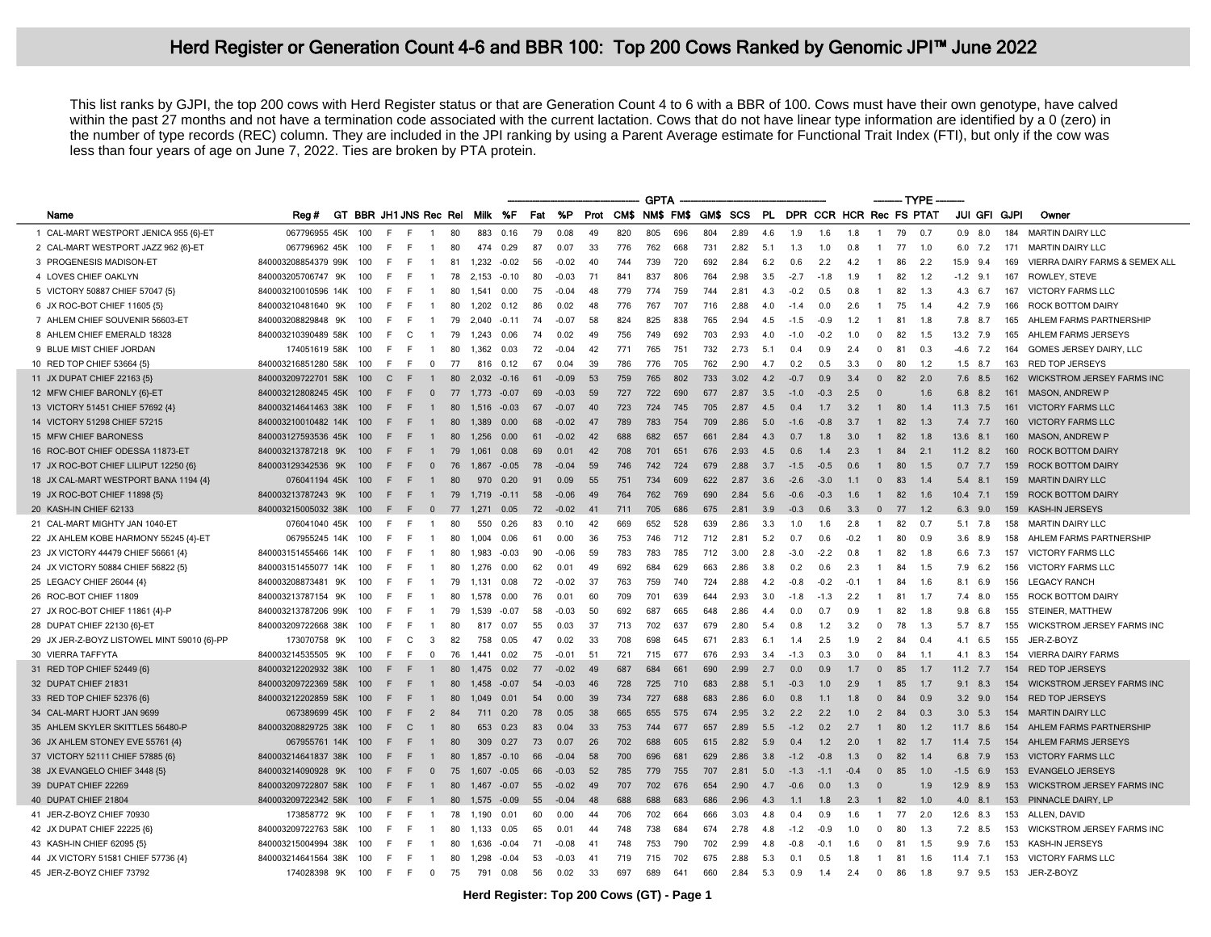# Herd Register or Generation Count 4-6 and BBR 100: Top 200 Cows Ranked by Genomic JPI™ June 2022

This list ranks by GJPI, the top 200 cows with Herd Register status or that are Generation Count 4 to 6 with a BBR of 100. Cows must have their own genotype, have calved within the past 27 months and not have a termination code associated with the current lactation. Cows that do not have linear type information are identified by a 0 (zero) in the number of type records (REC) column. They are included in the JPI ranking by using a Parent Average estimate for Functional Trait Index (FTI), but only if the cow was less than four years of age on June 7, 2022. Ties are broken by PTA protein.

| | Name | Reg # | GT | BBR | JH1 | JNS | Rec | Rel | GPTA | | | | | | | | | | | | | | | TYPE | | | | | | |
|---|---|---|---|---|---|---|---|---|---|---|---|---|---|---|---|---|---|---|---|---|---|---|---|---|---|---|---|---|---|---|
| | | | | | | | | | Milk | %F | Fat | %P | Prot | CM$ | NM$ | FM$ | GM$ | SCS | PL | DPR | CCR | HCR | Rec | FS | PTAT | JUI | GFI | GJPI | Owner |
| 1 | CAL-MART WESTPORT JENICA 955 {6}-ET | 067796955 | 45K | 100 | F | F | 1 | 80 | 883 | 0.16 | 79 | 0.08 | 49 | 820 | 805 | 696 | 804 | 2.89 | 4.6 | 1.9 | 1.6 | 1.8 | 1 | 79 | 0.7 | 0.9 | 8.0 | 184 | MARTIN DAIRY LLC |
| 2 | CAL-MART WESTPORT JAZZ 962 {6}-ET | 067796962 | 45K | 100 | F | F | 1 | 80 | 474 | 0.29 | 87 | 0.07 | 33 | 776 | 762 | 668 | 731 | 2.82 | 5.1 | 1.3 | 1.0 | 0.8 | 1 | 77 | 1.0 | 6.0 | 7.2 | 171 | MARTIN DAIRY LLC |
| 3 | PROGENESIS MADISON-ET | 840003208854379 | 99K | 100 | F | F | 1 | 81 | 1,232 | -0.02 | 56 | -0.02 | 40 | 744 | 739 | 720 | 692 | 2.84 | 6.2 | 0.6 | 2.2 | 4.2 | 1 | 86 | 2.2 | 15.9 | 9.4 | 169 | VIERRA DAIRY FARMS & SEMEX ALL |
| 4 | LOVES CHIEF OAKLYN | 840003205706747 | 9K | 100 | F | F | 1 | 78 | 2,153 | -0.10 | 80 | -0.03 | 71 | 841 | 837 | 806 | 764 | 2.98 | 3.5 | -2.7 | -1.8 | 1.9 | 1 | 82 | 1.2 | -1.2 | 9.1 | 167 | ROWLEY, STEVE |
| 5 | VICTORY 50887 CHIEF 57047 {5} | 840003210010596 | 14K | 100 | F | F | 1 | 80 | 1,541 | 0.00 | 75 | -0.04 | 48 | 779 | 774 | 759 | 744 | 2.81 | 4.3 | -0.2 | 0.5 | 0.8 | 1 | 82 | 1.3 | 4.3 | 6.7 | 167 | VICTORY FARMS LLC |
| 6 | JX ROC-BOT CHIEF 11605 {5} | 840003210481640 | 9K | 100 | F | F | 1 | 80 | 1,202 | 0.12 | 86 | 0.02 | 48 | 776 | 767 | 707 | 716 | 2.88 | 4.0 | -1.4 | 0.0 | 2.6 | 1 | 75 | 1.4 | 4.2 | 7.9 | 166 | ROCK BOTTOM DAIRY |
| 7 | AHLEM CHIEF SOUVENIR 56603-ET | 840003208829848 | 9K | 100 | F | F | 1 | 79 | 2,040 | -0.11 | 74 | -0.07 | 58 | 824 | 825 | 838 | 765 | 2.94 | 4.5 | -1.5 | -0.9 | 1.2 | 1 | 81 | 1.8 | 7.8 | 8.7 | 165 | AHLEM FARMS PARTNERSHIP |
| 8 | AHLEM CHIEF EMERALD 18328 | 840003210390489 | 58K | 100 | F | C | 1 | 79 | 1,243 | 0.06 | 74 | 0.02 | 49 | 756 | 749 | 692 | 703 | 2.93 | 4.0 | -1.0 | -0.2 | 1.0 | 0 | 82 | 1.5 | 13.2 | 7.9 | 165 | AHLEM FARMS JERSEYS |
| 9 | BLUE MIST CHIEF JORDAN | 174051619 | 58K | 100 | F | F | 1 | 80 | 1,362 | 0.03 | 72 | -0.04 | 42 | 771 | 765 | 751 | 732 | 2.73 | 5.1 | 0.4 | 0.9 | 2.4 | 0 | 81 | 0.3 | -4.6 | 7.2 | 164 | GOMES JERSEY DAIRY, LLC |
| 10 | RED TOP CHIEF 53664 {5} | 840003216851280 | 58K | 100 | F | F | 0 | 77 | 816 | 0.12 | 67 | 0.04 | 39 | 786 | 776 | 705 | 762 | 2.90 | 4.7 | 0.2 | 0.5 | 3.3 | 0 | 80 | 1.2 | 1.5 | 8.7 | 163 | RED TOP JERSEYS |
| 11 | JX DUPAT CHIEF 22163 {5} | 840003209722701 | 58K | 100 | C | F | 1 | 80 | 2,032 | -0.16 | 61 | -0.09 | 53 | 759 | 765 | 802 | 733 | 3.02 | 4.2 | -0.7 | 0.9 | 3.4 | 0 | 82 | 2.0 | 7.6 | 8.5 | 162 | WICKSTROM JERSEY FARMS INC |
| 12 | MFW CHIEF BARONLY {6}-ET | 840003212808245 | 45K | 100 | F | F | 0 | 77 | 1,773 | -0.07 | 69 | -0.03 | 59 | 727 | 722 | 690 | 677 | 2.87 | 3.5 | -1.0 | -0.3 | 2.5 | 0 | | 1.6 | 6.8 | 8.2 | 161 | MASON, ANDREW P |
| 13 | VICTORY 51451 CHIEF 57692 {4} | 840003214641463 | 38K | 100 | F | F | 1 | 80 | 1,516 | -0.03 | 67 | -0.07 | 40 | 723 | 724 | 745 | 705 | 2.87 | 4.5 | 0.4 | 1.7 | 3.2 | 1 | 80 | 1.4 | 11.3 | 7.5 | 161 | VICTORY FARMS LLC |
| 14 | VICTORY 51298 CHIEF 57215 | 840003210010482 | 14K | 100 | F | F | 1 | 80 | 1,389 | 0.00 | 68 | -0.02 | 47 | 789 | 783 | 754 | 709 | 2.86 | 5.0 | -1.6 | -0.8 | 3.7 | 1 | 82 | 1.3 | 7.4 | 7.7 | 160 | VICTORY FARMS LLC |
| 15 | MFW CHIEF BARONESS | 840003127593536 | 45K | 100 | F | F | 1 | 80 | 1,256 | 0.00 | 61 | -0.02 | 42 | 688 | 682 | 657 | 661 | 2.84 | 4.3 | 0.7 | 1.8 | 3.0 | 1 | 82 | 1.8 | 13.6 | 8.1 | 160 | MASON, ANDREW P |
| 16 | ROC-BOT CHIEF ODESSA 11873-ET | 840003213787218 | 9K | 100 | F | F | 1 | 79 | 1,061 | 0.08 | 69 | 0.01 | 42 | 708 | 701 | 651 | 676 | 2.93 | 4.5 | 0.6 | 1.4 | 2.3 | 1 | 84 | 2.1 | 11.2 | 8.2 | 160 | ROCK BOTTOM DAIRY |
| 17 | JX ROC-BOT CHIEF LILIPUT 12250 {6} | 840003129342536 | 9K | 100 | F | F | 0 | 76 | 1,867 | -0.05 | 78 | -0.04 | 59 | 746 | 742 | 724 | 679 | 2.88 | 3.7 | -1.5 | -0.5 | 0.6 | 1 | 80 | 1.5 | 0.7 | 7.7 | 159 | ROCK BOTTOM DAIRY |
| 18 | JX CAL-MART WESTPORT BANA 1194 {4} | 076041194 | 45K | 100 | F | F | 1 | 80 | 970 | 0.20 | 91 | 0.09 | 55 | 751 | 734 | 609 | 622 | 2.87 | 3.6 | -2.6 | -3.0 | 1.1 | 0 | 83 | 1.4 | 5.4 | 8.1 | 159 | MARTIN DAIRY LLC |
| 19 | JX ROC-BOT CHIEF 11898 {5} | 840003213787243 | 9K | 100 | F | F | 1 | 79 | 1,719 | -0.11 | 58 | -0.06 | 49 | 764 | 762 | 769 | 690 | 2.84 | 5.6 | -0.6 | -0.3 | 1.6 | 1 | 82 | 1.6 | 10.4 | 7.1 | 159 | ROCK BOTTOM DAIRY |
| 20 | KASH-IN CHIEF 62133 | 840003215005032 | 38K | 100 | F | F | 0 | 77 | 1,271 | 0.05 | 72 | -0.02 | 41 | 711 | 705 | 686 | 675 | 2.81 | 3.9 | -0.3 | 0.6 | 3.3 | 0 | 77 | 1.2 | 6.3 | 9.0 | 159 | KASH-IN JERSEYS |
| 21 | CAL-MART MIGHTY JAN 1040-ET | 076041040 | 45K | 100 | F | F | 1 | 80 | 550 | 0.26 | 83 | 0.10 | 42 | 669 | 652 | 528 | 639 | 2.86 | 3.3 | 1.0 | 1.6 | 2.8 | 1 | 82 | 0.7 | 5.1 | 7.8 | 158 | MARTIN DAIRY LLC |
| 22 | JX AHLEM KOBE HARMONY 55245 {4}-ET | 067955245 | 14K | 100 | F | F | 1 | 80 | 1,004 | 0.06 | 61 | 0.00 | 36 | 753 | 746 | 712 | 712 | 2.81 | 5.2 | 0.7 | 0.6 | -0.2 | 1 | 80 | 0.9 | 3.6 | 8.9 | 158 | AHLEM FARMS PARTNERSHIP |
| 23 | JX VICTORY 44479 CHIEF 56661 {4} | 840003151455466 | 14K | 100 | F | F | 1 | 80 | 1,983 | -0.03 | 90 | -0.06 | 59 | 783 | 783 | 785 | 712 | 3.00 | 2.8 | -3.0 | -2.2 | 0.8 | 1 | 82 | 1.8 | 6.6 | 7.3 | 157 | VICTORY FARMS LLC |
| 24 | JX VICTORY 50884 CHIEF 56822 {5} | 840003151455077 | 14K | 100 | F | F | 1 | 80 | 1,276 | 0.00 | 62 | 0.01 | 49 | 692 | 684 | 629 | 663 | 2.86 | 3.8 | 0.2 | 0.6 | 2.3 | 1 | 84 | 1.5 | 7.9 | 6.2 | 156 | VICTORY FARMS LLC |
| 25 | LEGACY CHIEF 26044 {4} | 840003208873481 | 9K | 100 | F | F | 1 | 79 | 1,131 | 0.08 | 72 | -0.02 | 37 | 763 | 759 | 740 | 724 | 2.88 | 4.2 | -0.8 | -0.2 | -0.1 | 1 | 84 | 1.6 | 8.1 | 6.9 | 156 | LEGACY RANCH |
| 26 | ROC-BOT CHIEF 11809 | 840003213787154 | 9K | 100 | F | F | 1 | 80 | 1,578 | 0.00 | 76 | 0.01 | 60 | 709 | 701 | 639 | 644 | 2.93 | 3.0 | -1.8 | -1.3 | 2.2 | 1 | 81 | 1.7 | 7.4 | 8.0 | 155 | ROCK BOTTOM DAIRY |
| 27 | JX ROC-BOT CHIEF 11861 {4}-P | 840003213787206 | 99K | 100 | F | F | 1 | 79 | 1,539 | -0.07 | 58 | -0.03 | 50 | 692 | 687 | 665 | 648 | 2.86 | 4.4 | 0.0 | 0.7 | 0.9 | 1 | 82 | 1.8 | 9.8 | 6.8 | 155 | STEINER, MATTHEW |
| 28 | DUPAT CHIEF 22130 {6}-ET | 840003209722668 | 38K | 100 | F | F | 1 | 80 | 817 | 0.07 | 55 | 0.03 | 37 | 713 | 702 | 637 | 679 | 2.80 | 5.4 | 0.8 | 1.2 | 3.2 | 0 | 78 | 1.3 | 5.7 | 8.7 | 155 | WICKSTROM JERSEY FARMS INC |
| 29 | JX JER-Z-BOYZ LISTOWEL MINT 59010 {6}-PP | 173070758 | 9K | 100 | F | C | 3 | 82 | 758 | 0.05 | 47 | 0.02 | 33 | 708 | 698 | 645 | 671 | 2.83 | 6.1 | 1.4 | 2.5 | 1.9 | 2 | 84 | 0.4 | 4.1 | 6.5 | 155 | JER-Z-BOYZ |
| 30 | VIERRA TAFFYTA | 840003214535505 | 9K | 100 | F | F | 0 | 76 | 1,441 | 0.02 | 75 | -0.01 | 51 | 721 | 715 | 677 | 676 | 2.93 | 3.4 | -1.3 | 0.3 | 3.0 | 0 | 84 | 1.1 | 4.1 | 8.3 | 154 | VIERRA DAIRY FARMS |
| 31 | RED TOP CHIEF 52449 {6} | 840003212202932 | 38K | 100 | F | F | 1 | 80 | 1,475 | 0.02 | 77 | -0.02 | 49 | 687 | 684 | 661 | 690 | 2.99 | 2.7 | 0.0 | 0.9 | 1.7 | 0 | 85 | 1.7 | 11.2 | 7.7 | 154 | RED TOP JERSEYS |
| 32 | DUPAT CHIEF 21831 | 840003209722369 | 58K | 100 | F | F | 1 | 80 | 1,458 | -0.07 | 54 | -0.03 | 46 | 728 | 725 | 710 | 683 | 2.88 | 5.1 | -0.3 | 1.0 | 2.9 | 1 | 85 | 1.7 | 9.1 | 8.3 | 154 | WICKSTROM JERSEY FARMS INC |
| 33 | RED TOP CHIEF 52376 {6} | 840003212202859 | 58K | 100 | F | F | 1 | 80 | 1,049 | 0.01 | 54 | 0.00 | 39 | 734 | 727 | 688 | 683 | 2.86 | 6.0 | 0.8 | 1.1 | 1.8 | 0 | 84 | 0.9 | 3.2 | 9.0 | 154 | RED TOP JERSEYS |
| 34 | CAL-MART HJORT JAN 9699 | 067389699 | 45K | 100 | F | F | 2 | 84 | 711 | 0.20 | 78 | 0.05 | 38 | 665 | 655 | 575 | 674 | 2.95 | 3.2 | 2.2 | 2.2 | 1.0 | 2 | 84 | 0.3 | 3.0 | 5.3 | 154 | MARTIN DAIRY LLC |
| 35 | AHLEM SKYLER SKITTLES 56480-P | 840003208829725 | 38K | 100 | F | C | 1 | 80 | 653 | 0.23 | 83 | 0.04 | 33 | 753 | 744 | 677 | 657 | 2.89 | 5.5 | -1.2 | 0.2 | 2.7 | 1 | 80 | 1.2 | 11.7 | 8.6 | 154 | AHLEM FARMS PARTNERSHIP |
| 36 | JX AHLEM STONEY EVE 55761 {4} | 067955761 | 14K | 100 | F | F | 1 | 80 | 309 | 0.27 | 73 | 0.07 | 26 | 702 | 688 | 605 | 615 | 2.82 | 5.9 | 0.4 | 1.2 | 2.0 | 1 | 82 | 1.7 | 11.4 | 7.5 | 154 | AHLEM FARMS JERSEYS |
| 37 | VICTORY 52111 CHIEF 57885 {6} | 840003214641837 | 38K | 100 | F | F | 1 | 80 | 1,857 | -0.10 | 66 | -0.04 | 58 | 700 | 696 | 681 | 629 | 2.86 | 3.8 | -1.2 | -0.8 | 1.3 | 0 | 82 | 1.4 | 6.8 | 7.9 | 153 | VICTORY FARMS LLC |
| 38 | JX EVANGELO CHIEF 3448 {5} | 840003214090928 | 9K | 100 | F | F | 0 | 75 | 1,607 | -0.05 | 66 | -0.03 | 52 | 785 | 779 | 755 | 707 | 2.81 | 5.0 | -1.3 | -1.1 | -0.4 | 0 | 85 | 1.0 | -1.5 | 6.9 | 153 | EVANGELO JERSEYS |
| 39 | DUPAT CHIEF 22269 | 840003209722807 | 58K | 100 | F | F | 1 | 80 | 1,467 | -0.07 | 55 | -0.02 | 49 | 707 | 702 | 676 | 654 | 2.90 | 4.7 | -0.6 | 0.0 | 1.3 | 0 | | 1.9 | 12.9 | 8.9 | 153 | WICKSTROM JERSEY FARMS INC |
| 40 | DUPAT CHIEF 21804 | 840003209722342 | 58K | 100 | F | F | 1 | 80 | 1,575 | -0.09 | 55 | -0.04 | 48 | 688 | 688 | 683 | 686 | 2.96 | 4.3 | 1.1 | 1.8 | 2.3 | 1 | 82 | 1.0 | 4.0 | 8.1 | 153 | PINNACLE DAIRY, LP |
| 41 | JER-Z-BOYZ CHIEF 70930 | 173858772 | 9K | 100 | F | F | 1 | 78 | 1,190 | 0.01 | 60 | 0.00 | 44 | 706 | 702 | 664 | 666 | 3.03 | 4.8 | 0.4 | 0.9 | 1.6 | 1 | 77 | 2.0 | 12.6 | 8.3 | 153 | ALLEN, DAVID |
| 42 | JX DUPAT CHIEF 22225 {6} | 840003209722763 | 58K | 100 | F | F | 1 | 80 | 1,133 | 0.05 | 65 | 0.01 | 44 | 748 | 738 | 684 | 674 | 2.78 | 4.8 | -1.2 | -0.9 | 1.0 | 0 | 80 | 1.3 | 7.2 | 8.5 | 153 | WICKSTROM JERSEY FARMS INC |
| 43 | KASH-IN CHIEF 62095 {5} | 840003215004994 | 38K | 100 | F | F | 1 | 80 | 1,636 | -0.04 | 71 | -0.08 | 41 | 748 | 753 | 790 | 702 | 2.99 | 4.8 | -0.8 | -0.1 | 1.6 | 0 | 81 | 1.5 | 9.9 | 7.6 | 153 | KASH-IN JERSEYS |
| 44 | JX VICTORY 51581 CHIEF 57736 {4} | 840003214641564 | 38K | 100 | F | F | 1 | 80 | 1,298 | -0.04 | 53 | -0.03 | 41 | 719 | 715 | 702 | 675 | 2.88 | 5.3 | 0.1 | 0.5 | 1.8 | 1 | 81 | 1.6 | 11.4 | 7.1 | 153 | VICTORY FARMS LLC |
| 45 | JER-Z-BOYZ CHIEF 73792 | 174028398 | 9K | 100 | F | F | 0 | 75 | 791 | 0.08 | 56 | 0.02 | 33 | 697 | 689 | 641 | 660 | 2.84 | 5.3 | 0.9 | 1.4 | 2.4 | 0 | 86 | 1.8 | 9.7 | 9.5 | 153 | JER-Z-BOYZ |

Herd Register: Top 200 Cows (GT) - Page 1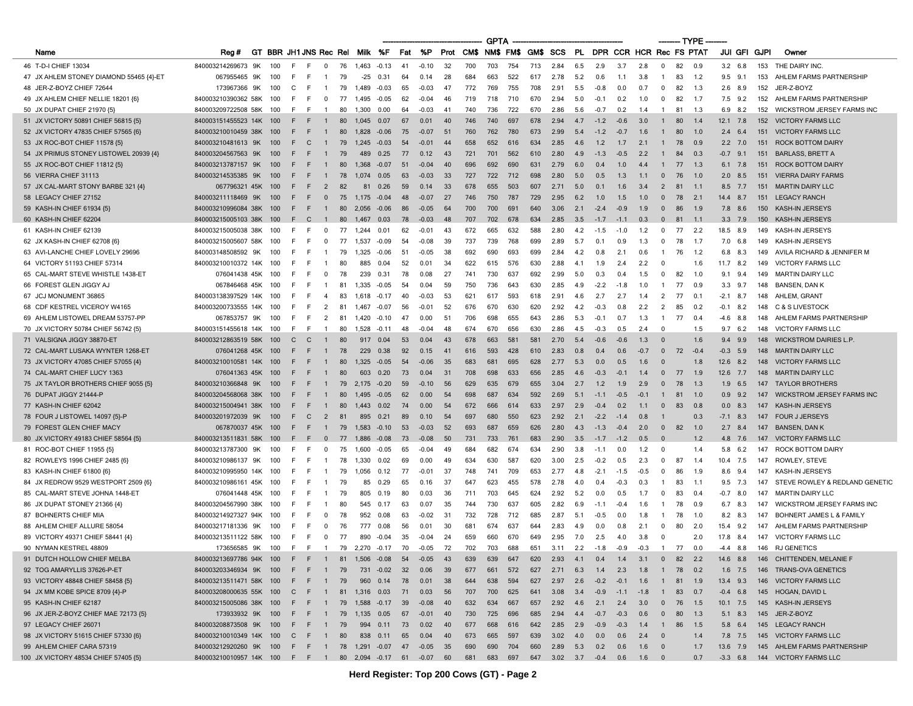# Herd Register: Top 200 Cows (GT) - Page 2

| Name | Reg # | GT | BBR | JH1 | JNS | Rec | Rel | GPTA Milk | %F | Fat | %P | Prot | CM$ | NM$ | FM$ | GM$ | SCS | PL | DPR | CCR | HCR | TYPE Rec | FS | PTAT | JUI | GFI | GJPI | Owner |
|---|---|---|---|---|---|---|---|---|---|---|---|---|---|---|---|---|---|---|---|---|---|---|---|---|---|---|---|---|
| 46 T-D-I CHIEF 13034 | 840003214269673 | 9K | 100 | F | F | 0 | 76 | 1,463 | -0.13 | 41 | -0.10 | 32 | 700 | 703 | 754 | 713 | 2.84 | 6.5 | 2.9 | 3.7 | 2.8 | 0 | 82 | 0.9 | 3.2 | 6.8 | 153 | THE DAIRY INC. |
| 47 JX AHLEM STONEY DIAMOND 55465 {4}-ET | 067955465 | 9K | 100 | F | F | 1 | 79 | -25 | 0.31 | 64 | 0.14 | 28 | 684 | 663 | 522 | 617 | 2.78 | 5.2 | 0.6 | 1.1 | 3.8 | 1 | 83 | 1.2 | 9.5 | 9.1 | 153 | AHLEM FARMS PARTNERSHIP |
| 48 JER-Z-BOYZ CHIEF 72644 | 173967366 | 9K | 100 | C | F | 1 | 79 | 1,489 | -0.03 | 65 | -0.03 | 47 | 772 | 769 | 755 | 708 | 2.91 | 5.5 | -0.8 | 0.0 | 0.7 | 0 | 82 | 1.3 | 2.6 | 8.9 | 152 | JER-Z-BOYZ |
| 49 JX AHLEM CHIEF NELLIE 18201 {6} | 840003210390362 | 58K | 100 | F | F | 0 | 77 | 1,495 | -0.05 | 62 | -0.04 | 46 | 719 | 718 | 710 | 670 | 2.94 | 5.0 | -0.1 | 0.2 | 1.0 | 0 | 82 | 1.7 | 7.5 | 9.2 | 152 | AHLEM FARMS PARTNERSHIP |
| 50 JX DUPAT CHIEF 21970 {5} | 840003209722508 | 58K | 100 | F | F | 1 | 80 | 1,300 | 0.00 | 64 | -0.03 | 41 | 740 | 736 | 722 | 670 | 2.86 | 5.6 | -0.7 | 0.2 | 1.4 | 1 | 81 | 1.3 | 6.9 | 8.2 | 152 | WICKSTROM JERSEY FARMS INC |
| 51 JX VICTORY 50891 CHIEF 56815 {5} | 840003151455523 | 14K | 100 | F | F | 1 | 80 | 1,045 | 0.07 | 67 | 0.01 | 40 | 746 | 740 | 697 | 678 | 2.94 | 4.7 | -1.2 | -0.6 | 3.0 | 1 | 80 | 1.4 | 12.1 | 7.8 | 152 | VICTORY FARMS LLC |
| 52 JX VICTORY 47835 CHIEF 57565 {6} | 840003210010459 | 38K | 100 | F | F | 1 | 80 | 1,828 | -0.06 | 75 | -0.07 | 51 | 760 | 762 | 780 | 673 | 2.99 | 5.4 | -1.2 | -0.7 | 1.6 | 1 | 80 | 1.0 | 2.4 | 6.4 | 151 | VICTORY FARMS LLC |
| 53 JX ROC-BOT CHIEF 11578 {5} | 840003210481613 | 9K | 100 | F | C | 1 | 79 | 1,245 | -0.03 | 54 | -0.01 | 44 | 658 | 652 | 616 | 634 | 2.85 | 4.6 | 1.2 | 1.7 | 2.1 | 1 | 78 | 0.9 | 2.2 | 7.0 | 151 | ROCK BOTTOM DAIRY |
| 54 JX PRIMUS STONEY LISTOWEL 20939 {4} | 840003204567563 | 9K | 100 | F | F | 1 | 79 | 489 | 0.25 | 77 | 0.12 | 43 | 721 | 701 | 562 | 610 | 2.80 | 4.9 | -1.3 | -0.5 | 2.2 | 1 | 84 | 0.3 | -0.7 | 9.1 | 151 | BARLASS, BRETT A |
| 55 JX ROC-BOT CHIEF 11812 {5} | 840003213787157 | 9K | 100 | F | F | 1 | 80 | 1,368 | -0.07 | 51 | -0.04 | 40 | 696 | 692 | 690 | 631 | 2.79 | 6.0 | 0.4 | 1.0 | 4.4 | 1 | 77 | 1.3 | 6.1 | 7.8 | 151 | ROCK BOTTOM DAIRY |
| 56 VIERRA CHIEF 31113 | 840003214535385 | 9K | 100 | F | F | 1 | 78 | 1,074 | 0.05 | 63 | -0.03 | 33 | 727 | 722 | 712 | 698 | 2.80 | 5.0 | 0.5 | 1.3 | 1.1 | 0 | 76 | 1.0 | 2.0 | 8.5 | 151 | VIERRA DAIRY FARMS |
| 57 JX CAL-MART STONY BARBE 321 {4} | 067796321 | 45K | 100 | F | F | 2 | 82 | 81 | 0.26 | 59 | 0.14 | 33 | 678 | 655 | 503 | 607 | 2.71 | 5.0 | 0.1 | 1.6 | 3.4 | 2 | 81 | 1.1 | 8.5 | 7.7 | 151 | MARTIN DAIRY LLC |
| 58 LEGACY CHIEF 27152 | 840003211118469 | 9K | 100 | F | F | 0 | 75 | 1,175 | -0.04 | 48 | -0.07 | 27 | 746 | 750 | 787 | 729 | 2.95 | 6.2 | 1.0 | 1.5 | 1.0 | 0 | 78 | 2.1 | 14.4 | 8.7 | 151 | LEGACY RANCH |
| 59 KASH-IN CHIEF 61934 {5} | 840003210996084 | 38K | 100 | F | F | 1 | 80 | 2,056 | -0.06 | 86 | -0.05 | 64 | 700 | 700 | 691 | 640 | 3.06 | 2.1 | -2.4 | -0.9 | 1.9 | 0 | 86 | 1.9 | 7.8 | 8.6 | 150 | KASH-IN JERSEYS |
| 60 KASH-IN CHIEF 62204 | 840003215005103 | 38K | 100 | F | C | 1 | 80 | 1,467 | 0.03 | 78 | -0.03 | 48 | 707 | 702 | 678 | 634 | 2.85 | 3.5 | -1.7 | -1.1 | 0.3 | 0 | 81 | 1.1 | 3.3 | 7.9 | 150 | KASH-IN JERSEYS |
| 61 KASH-IN CHIEF 62139 | 840003215005038 | 38K | 100 | F | F | 0 | 77 | 1,244 | 0.01 | 62 | -0.01 | 43 | 672 | 665 | 632 | 588 | 2.80 | 4.2 | -1.5 | -1.0 | 1.2 | 0 | 77 | 2.2 | 18.5 | 8.9 | 149 | KASH-IN JERSEYS |
| 62 JX KASH-IN CHIEF 62708 {6} | 840003215005607 | 58K | 100 | F | F | 0 | 77 | 1,537 | -0.09 | 54 | -0.08 | 39 | 737 | 739 | 768 | 699 | 2.89 | 5.7 | 0.1 | 0.9 | 1.3 | 0 | 78 | 1.7 | 7.0 | 6.8 | 149 | KASH-IN JERSEYS |
| 63 AVI-LANCHE CHIEF LOVELY 29696 | 840003148508592 | 9K | 100 | F | F | 1 | 79 | 1,325 | -0.06 | 51 | -0.05 | 38 | 692 | 690 | 693 | 699 | 2.84 | 4.2 | 0.8 | 2.1 | 0.6 | 1 | 76 | 1.2 | 6.8 | 8.3 | 149 | AVILA RICHARD & JENNIFER M |
| 64 VICTORY 51193 CHIEF 57314 | 840003210010372 | 14K | 100 | F | F | 1 | 80 | 885 | 0.04 | 52 | 0.01 | 34 | 622 | 615 | 576 | 630 | 2.88 | 4.1 | 1.9 | 2.4 | 2.2 | 0 | | 1.6 | 11.7 | 8.2 | 149 | VICTORY FARMS LLC |
| 65 CAL-MART STEVE WHISTLE 1438-ET | 076041438 | 45K | 100 | F | F | 0 | 78 | 239 | 0.31 | 78 | 0.08 | 27 | 741 | 730 | 637 | 692 | 2.99 | 5.0 | 0.3 | 0.4 | 1.5 | 0 | 82 | 1.0 | 9.1 | 9.4 | 149 | MARTIN DAIRY LLC |
| 66 FOREST GLEN JIGGY AJ | 067846468 | 45K | 100 | F | F | 1 | 81 | 1,335 | -0.05 | 54 | 0.04 | 59 | 750 | 736 | 643 | 630 | 2.85 | 4.9 | -2.2 | -1.8 | 1.0 | 1 | 77 | 0.9 | 3.3 | 9.7 | 148 | BANSEN, DAN K |
| 67 JCJ MONUMENT 36865 | 840003138397529 | 14K | 100 | F | F | 4 | 83 | 1,618 | -0.17 | 40 | -0.03 | 53 | 621 | 617 | 593 | 618 | 2.91 | 4.6 | 2.7 | 2.7 | 1.4 | 2 | 77 | 0.1 | -2.1 | 8.7 | 148 | AHLEM, GRANT |
| 68 CDF KESTREL VICEROY W4165 | 840003200733555 | 14K | 100 | F | F | 2 | 81 | 1,467 | -0.07 | 56 | -0.01 | 52 | 676 | 670 | 630 | 620 | 2.92 | 4.2 | -0.3 | 0.8 | 2.2 | 2 | 85 | 0.2 | -0.1 | 8.2 | 148 | C & S LIVESTOCK |
| 69 AHLEM LISTOWEL DREAM 53757-PP | 067853757 | 9K | 100 | F | F | 2 | 81 | 1,420 | -0.10 | 47 | 0.00 | 51 | 706 | 698 | 655 | 643 | 2.86 | 5.3 | -0.1 | 0.7 | 1.3 | 1 | 77 | 0.4 | -4.6 | 8.8 | 148 | AHLEM FARMS PARTNERSHIP |
| 70 JX VICTORY 50784 CHIEF 56742 {5} | 840003151455618 | 14K | 100 | F | F | 1 | 80 | 1,528 | -0.11 | 48 | -0.04 | 48 | 674 | 670 | 656 | 630 | 2.86 | 4.5 | -0.3 | 0.5 | 2.4 | 0 | | 1.5 | 9.7 | 6.2 | 148 | VICTORY FARMS LLC |
| 71 VALSIGNA JIGGY 38870-ET | 840003212863519 | 58K | 100 | C | C | 1 | 80 | 917 | 0.04 | 53 | 0.04 | 43 | 678 | 663 | 581 | 581 | 2.70 | 5.4 | -0.6 | -0.6 | 1.3 | 0 | | 1.6 | 9.4 | 9.9 | 148 | WICKSTROM DAIRIES L.P. |
| 72 CAL-MART LUSAKA WYNTER 1268-ET | 076041268 | 45K | 100 | F | F | 1 | 78 | 229 | 0.38 | 92 | 0.15 | 41 | 616 | 593 | 428 | 610 | 2.83 | 0.8 | 0.4 | 0.6 | -0.7 | 0 | 72 | -0.4 | -0.3 | 5.9 | 148 | MARTIN DAIRY LLC |
| 73 JX VICTORY 47085 CHIEF 57055 {4} | 840003210010581 | 14K | 100 | F | F | 1 | 80 | 1,325 | -0.05 | 54 | -0.06 | 35 | 683 | 681 | 695 | 628 | 2.77 | 5.3 | 0.0 | 0.5 | 1.6 | 0 | | 1.8 | 12.6 | 8.2 | 148 | VICTORY FARMS LLC |
| 74 CAL-MART LUCY 1363 | 076041363 | 45K | 100 | F | F | 1 | 80 | 603 | 0.20 | 73 | 0.04 | 31 | 708 | 698 | 633 | 656 | 2.85 | 4.6 | -0.3 | -0.1 | 1.4 | 0 | 77 | 1.9 | 12.6 | 7.7 | 148 | MARTIN DAIRY LLC |
| 75 JX TAYLOR BROTHERS CHIEF 9055 {5} | 840003210366848 | 9K | 100 | F | F | 1 | 79 | 2,175 | -0.20 | 59 | -0.10 | 56 | 629 | 635 | 679 | 655 | 3.04 | 2.7 | 1.2 | 1.9 | 2.9 | 0 | 78 | 1.3 | 1.9 | 6.5 | 147 | TAYLOR BROTHERS |
| 76 DUPAT JIGGY 21444-P | 840003204568068 | 38K | 100 | F | F | 1 | 80 | 1,495 | -0.05 | 62 | 0.00 | 54 | 698 | 687 | 634 | 592 | 2.69 | 5.1 | -1.1 | -0.5 | -0.1 | 1 | 81 | 1.0 | 0.9 | 9.2 | 147 | WICKSTROM JERSEY FARMS INC |
| 77 KASH-IN CHIEF 62042 | 840003215004941 | 38K | 100 | F | F | 1 | 80 | 1,443 | 0.02 | 74 | 0.00 | 54 | 672 | 666 | 614 | 633 | 2.97 | 2.9 | -0.4 | 0.2 | 1.1 | 0 | 83 | 0.8 | 0.0 | 8.3 | 147 | KASH-IN JERSEYS |
| 78 FOUR J LISTOWEL 14097 {5}-P | 840003201972039 | 9K | 100 | F | C | 2 | 81 | 895 | 0.21 | 89 | 0.10 | 54 | 697 | 680 | 550 | 623 | 2.92 | 2.1 | -2.2 | -1.4 | 0.8 | 1 | | 0.3 | -7.1 | 8.3 | 147 | FOUR J JERSEYS |
| 79 FOREST GLEN CHIEF MACY | 067870037 | 45K | 100 | F | F | 1 | 79 | 1,583 | -0.10 | 53 | -0.03 | 52 | 693 | 687 | 659 | 626 | 2.80 | 4.3 | -1.3 | -0.4 | 2.0 | 0 | 82 | 1.0 | 2.7 | 8.4 | 147 | BANSEN, DAN K |
| 80 JX VICTORY 49183 CHIEF 58564 {5} | 840003213511831 | 58K | 100 | F | F | 0 | 77 | 1,886 | -0.08 | 73 | -0.08 | 50 | 731 | 733 | 761 | 683 | 2.90 | 3.5 | -1.7 | -1.2 | 0.5 | 0 | | 1.2 | 4.8 | 7.6 | 147 | VICTORY FARMS LLC |
| 81 ROC-BOT CHIEF 11955 {5} | 840003213787300 | 9K | 100 | F | F | 0 | 75 | 1,600 | -0.05 | 65 | -0.04 | 49 | 684 | 682 | 674 | 634 | 2.90 | 3.8 | -1.1 | 0.0 | 1.2 | 0 | | 1.4 | 5.8 | 6.2 | 147 | ROCK BOTTOM DAIRY |
| 82 ROWLEYS 1996 CHIEF 2485 {6} | 840003210986137 | 9K | 100 | F | F | 1 | 78 | 1,330 | 0.02 | 69 | 0.00 | 49 | 634 | 630 | 587 | 620 | 3.00 | 2.5 | -0.2 | 0.5 | 2.3 | 0 | 87 | 1.4 | 10.4 | 7.5 | 147 | ROWLEY, STEVE |
| 83 KASH-IN CHIEF 61800 {6} | 840003210995950 | 14K | 100 | F | F | 1 | 79 | 1,056 | 0.12 | 77 | -0.01 | 37 | 748 | 741 | 709 | 653 | 2.77 | 4.8 | -2.1 | -1.5 | -0.5 | 0 | 86 | 1.9 | 8.6 | 9.4 | 147 | KASH-IN JERSEYS |
| 84 JX REDROW 9529 WESTPORT 2509 {6} | 840003210986161 | 45K | 100 | F | F | 1 | 79 | 85 | 0.29 | 65 | 0.16 | 37 | 647 | 623 | 455 | 578 | 2.78 | 4.0 | 0.4 | -0.3 | 0.3 | 1 | 83 | 1.1 | 9.5 | 7.3 | 147 | STEVE ROWLEY & REDLAND GENETIC |
| 85 CAL-MART STEVE JOHNA 1448-ET | 076041448 | 45K | 100 | F | F | 1 | 79 | 805 | 0.19 | 80 | 0.03 | 36 | 711 | 703 | 645 | 624 | 2.92 | 5.2 | 0.0 | 0.5 | 1.7 | 0 | 83 | 0.4 | -0.7 | 8.0 | 147 | MARTIN DAIRY LLC |
| 86 JX DUPAT STONEY 21366 {4} | 840003204567990 | 38K | 100 | F | F | 1 | 80 | 545 | 0.17 | 63 | 0.07 | 35 | 744 | 730 | 637 | 605 | 2.82 | 6.9 | -1.1 | -0.4 | 1.6 | 1 | 78 | 0.9 | 6.7 | 8.3 | 147 | WICKSTROM JERSEY FARMS INC |
| 87 BOHNERTS CHIEF MIA | 840003214927327 | 94K | 100 | F | F | 0 | 78 | 952 | 0.08 | 63 | -0.02 | 31 | 732 | 728 | 712 | 685 | 2.87 | 5.1 | -0.5 | 0.0 | 1.8 | 1 | 78 | 1.0 | 8.2 | 8.3 | 147 | BOHNERT JAMES L & FAMILY |
| 88 AHLEM CHIEF ALLURE 58054 | 840003217181336 | 9K | 100 | F | F | 0 | 76 | 777 | 0.08 | 56 | 0.01 | 30 | 681 | 674 | 637 | 644 | 2.83 | 4.9 | 0.0 | 0.8 | 2.1 | 0 | 80 | 2.0 | 15.4 | 9.2 | 147 | AHLEM FARMS PARTNERSHIP |
| 89 VICTORY 49371 CHIEF 58441 {4} | 840003213511122 | 58K | 100 | F | F | 0 | 77 | 890 | -0.04 | 35 | -0.04 | 24 | 659 | 660 | 670 | 649 | 2.95 | 7.0 | 2.5 | 4.0 | 3.8 | 0 | | 2.0 | 17.8 | 8.4 | 147 | VICTORY FARMS LLC |
| 90 NYMAN KESTREL 48809 | 173656585 | 9K | 100 | F | F | 1 | 79 | 2,270 | -0.17 | 70 | -0.05 | 72 | 702 | 703 | 688 | 651 | 3.11 | 2.2 | -1.8 | -0.9 | -0.3 | 1 | 77 | 0.0 | -4.4 | 8.8 | 146 | RJ GENETICS |
| 91 DUTCH HOLLOW CHIEF MELBA | 840003213697786 | 94K | 100 | F | F | 1 | 81 | 1,506 | -0.08 | 54 | -0.05 | 43 | 639 | 639 | 647 | 620 | 2.93 | 4.1 | 0.4 | 1.4 | 3.1 | 0 | 82 | 2.2 | 14.6 | 8.8 | 146 | CHITTENDEN, MELANIE F |
| 92 TOG AMARYLLIS 37626-P-ET | 840003203346934 | 9K | 100 | F | F | 1 | 79 | 731 | -0.02 | 32 | 0.06 | 39 | 677 | 661 | 572 | 627 | 2.71 | 6.3 | 1.4 | 2.3 | 1.8 | 1 | 78 | 0.2 | 1.6 | 7.5 | 146 | TRANS-OVA GENETICS |
| 93 VICTORY 48848 CHIEF 58458 {5} | 840003213511471 | 58K | 100 | F | F | 1 | 79 | 960 | 0.14 | 78 | 0.01 | 38 | 644 | 638 | 594 | 627 | 2.97 | 2.6 | -0.2 | -0.1 | 1.6 | 1 | 81 | 1.9 | 13.4 | 9.3 | 146 | VICTORY FARMS LLC |
| 94 JX MM KOBE SPICE 8709 {4}-P | 840003208000635 | 55K | 100 | C | F | 1 | 81 | 1,316 | 0.03 | 71 | 0.03 | 56 | 707 | 700 | 625 | 641 | 3.08 | 3.4 | -0.9 | -1.1 | -1.8 | 1 | 83 | 0.7 | -0.4 | 6.8 | 145 | HOGAN, DAVID L |
| 95 KASH-IN CHIEF 62187 | 840003215005086 | 38K | 100 | F | F | 1 | 79 | 1,588 | -0.17 | 39 | -0.08 | 40 | 632 | 634 | 667 | 657 | 2.92 | 4.6 | 2.1 | 2.4 | 3.0 | 0 | 76 | 1.5 | 10.1 | 7.5 | 145 | KASH-IN JERSEYS |
| 96 JX JER-Z-BOYZ CHIEF MAE 72173 {5} | 173933932 | 9K | 100 | F | F | 1 | 79 | 1,135 | 0.05 | 67 | -0.01 | 40 | 730 | 725 | 696 | 685 | 2.94 | 4.4 | -0.7 | -0.3 | 0.6 | 0 | 80 | 1.3 | 5.1 | 8.3 | 145 | JER-Z-BOYZ |
| 97 LEGACY CHIEF 26071 | 840003208873508 | 9K | 100 | F | F | 1 | 79 | 994 | 0.11 | 73 | 0.02 | 40 | 677 | 668 | 616 | 642 | 2.85 | 2.9 | -0.9 | -0.3 | 1.4 | 1 | 86 | 1.5 | 5.8 | 6.4 | 145 | LEGACY RANCH |
| 98 JX VICTORY 51615 CHIEF 57330 {6} | 840003210010349 | 14K | 100 | C | F | 1 | 80 | 838 | 0.11 | 65 | 0.04 | 40 | 673 | 665 | 597 | 639 | 3.02 | 4.0 | 0.0 | 0.6 | 2.4 | 0 | | 1.4 | 7.8 | 7.5 | 145 | VICTORY FARMS LLC |
| 99 AHLEM CHIEF CARA 57319 | 840003212920260 | 9K | 100 | F | F | 1 | 78 | 1,291 | -0.07 | 47 | -0.05 | 35 | 690 | 690 | 704 | 660 | 2.89 | 5.3 | 0.2 | 0.6 | 1.6 | 0 | | 1.7 | 13.6 | 7.9 | 145 | AHLEM FARMS PARTNERSHIP |
| 100 JX VICTORY 48534 CHIEF 57405 {5} | 840003210010957 | 14K | 100 | F | F | 1 | 80 | 2,094 | -0.17 | 61 | -0.07 | 60 | 681 | 683 | 697 | 647 | 3.02 | 3.7 | -0.4 | 0.6 | 1.6 | 0 | | 0.7 | -3.3 | 6.8 | 144 | VICTORY FARMS LLC |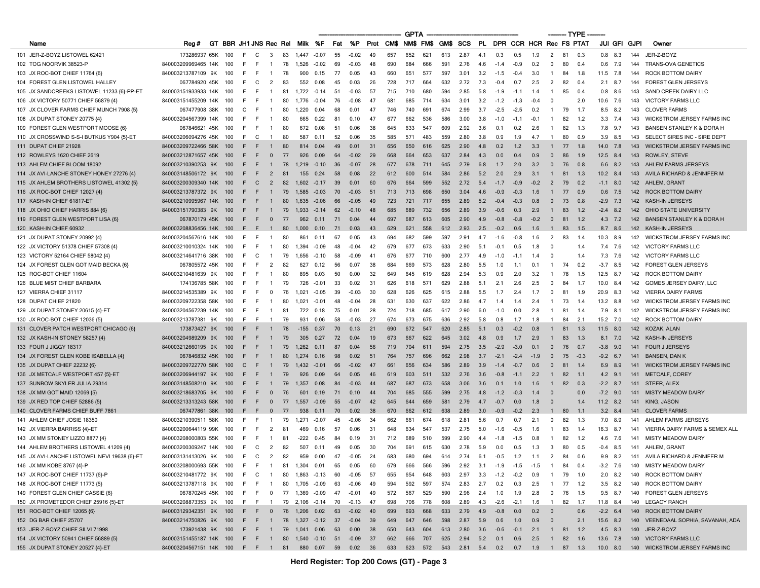| Name | Reg # | GT | BBR | JH1 | JNS | Rec | Rel | Milk | %F | Fat | %P | Prot | CM$ | NM$ | FM$ | GM$ | SCS | PL | DPR | CCR | HCR | Rec | FS | PTAT | JUI | GFI | GJPI | Owner |
|---|---|---|---|---|---|---|---|---|---|---|---|---|---|---|---|---|---|---|---|---|---|---|---|---|---|---|---|---|
| | | | | | | | | GPTA | | | | | | | | | | | | | | TYPE | | | | | | |
| 101 JER-Z-BOYZ LISTOWEL 62421 | 173286937 | 65K | 100 | F | C | 3 | 83 | 1,447 | -0.07 | 55 | -0.02 | 49 | 657 | 652 | 621 | 613 | 2.87 | 4.1 | 0.3 | 0.5 | 1.9 | 2 | 81 | 0.3 | 0.8 | 8.3 | 144 | JER-Z-BOYZ |
| 102 TOG NOORVIK 38523-P | 840003209969465 | 14K | 100 | F | F | 1 | 78 | 1,526 | -0.02 | 69 | -0.03 | 48 | 690 | 684 | 666 | 591 | 2.76 | 4.6 | -1.4 | -0.9 | 0.2 | 0 | 80 | 0.4 | 0.6 | 7.9 | 144 | TRANS-OVA GENETICS |
| 103 JX ROC-BOT CHIEF 11764 {6} | 840003213787109 | 9K | 100 | F | F | 1 | 78 | 900 | 0.15 | 77 | 0.05 | 43 | 660 | 651 | 577 | 597 | 3.01 | 3.2 | -1.5 | -0.4 | 3.0 | 1 | 84 | 1.8 | 11.5 | 7.8 | 144 | ROCK BOTTOM DAIRY |
| 104 FOREST GLEN LISTOWEL HALLEY | 067784920 | 45K | 100 | F | C | 2 | 83 | 552 | 0.08 | 45 | 0.03 | 26 | 728 | 717 | 664 | 632 | 2.72 | 7.3 | -0.4 | 0.7 | 2.5 | 2 | 82 | 0.4 | 2.1 | 8.7 | 144 | FOREST GLEN JERSEYS |
| 105 JX SANDCREEKS LISTOWEL 11233 {6}-PP-ET | 840003151933933 | 14K | 100 | F | F | 1 | 81 | 1,722 | -0.14 | 51 | -0.03 | 57 | 715 | 710 | 680 | 594 | 2.85 | 5.8 | -1.9 | -1.1 | 1.4 | 1 | 85 | 0.4 | 0.8 | 8.6 | 143 | SAND CREEK DAIRY LLC |
| 106 JX VICTORY 50771 CHIEF 56879 {4} | 840003151455209 | 14K | 100 | F | F | 1 | 80 | 1,776 | -0.04 | 76 | -0.08 | 47 | 681 | 685 | 714 | 634 | 3.01 | 3.2 | -1.2 | -1.3 | -0.4 | 0 | | 2.0 | 10.6 | 7.6 | 143 | VICTORY FARMS LLC |
| 107 JX CLOVER FARMS CHIEF MUNCH 7908 {5} | 067477908 | 38K | 100 | C | F | 1 | 80 | 1,220 | 0.04 | 68 | 0.01 | 47 | 746 | 740 | 691 | 674 | 2.99 | 3.7 | -2.5 | -2.5 | 0.2 | 1 | 79 | 1.7 | 8.5 | 8.2 | 143 | CLOVER FARMS |
| 108 JX DUPAT STONEY 20775 {4} | 840003204567399 | 14K | 100 | F | F | 1 | 80 | 665 | 0.22 | 81 | 0.10 | 47 | 677 | 662 | 536 | 586 | 3.00 | 3.8 | -1.0 | -1.1 | -0.1 | 1 | 82 | 1.2 | 3.3 | 7.4 | 143 | WICKSTROM JERSEY FARMS INC |
| 109 FOREST GLEN WESTPORT MOOSE {6} | 067846621 | 45K | 100 | F | F | 1 | 80 | 672 | 0.08 | 51 | 0.06 | 38 | 645 | 633 | 547 | 609 | 2.92 | 3.6 | 0.1 | 0.2 | 2.6 | 1 | 82 | 1.3 | 7.8 | 9.7 | 143 | BANSEN STANLEY K & DORA H |
| 110 JX CROSSWIND S-S-I BUTKUS Y904 {5}-ET | 840003206094276 | 45K | 100 | F | C | 1 | 80 | 587 | 0.11 | 52 | 0.06 | 35 | 585 | 571 | 483 | 559 | 2.80 | 3.8 | 0.9 | 1.9 | 4.7 | 1 | 80 | 0.9 | 3.9 | 8.5 | 143 | SELECT SIRES INC - SIRE DEPT |
| 111 DUPAT CHIEF 21928 | 840003209722466 | 58K | 100 | F | F | 1 | 80 | 814 | 0.04 | 49 | 0.01 | 31 | 656 | 650 | 616 | 625 | 2.90 | 4.8 | 0.2 | 1.2 | 3.3 | 1 | 77 | 1.8 | 14.0 | 7.8 | 143 | WICKSTROM JERSEY FARMS INC |
| 112 ROWLEYS 1620 CHIEF 2619 | 840003212871657 | 45K | 100 | F | F | 0 | 77 | 926 | 0.09 | 64 | -0.02 | 29 | 668 | 664 | 653 | 637 | 2.84 | 4.3 | 0.0 | 0.4 | 0.9 | 0 | 86 | 1.9 | 12.5 | 8.4 | 143 | ROWLEY, STEVE |
| 113 AHLEM CHIEF BLOOM 18092 | 840003210390253 | 9K | 100 | F | F | 1 | 78 | 1,219 | -0.10 | 36 | -0.07 | 28 | 677 | 678 | 711 | 645 | 2.79 | 6.8 | 1.7 | 2.0 | 3.2 | 0 | 76 | 0.8 | 6.6 | 8.2 | 143 | AHLEM FARMS JERSEYS |
| 114 JX AVI-LANCHE STONEY HONEY 27276 {4} | 840003148506172 | 9K | 100 | F | F | 2 | 81 | 155 | 0.24 | 58 | 0.08 | 22 | 612 | 600 | 514 | 584 | 2.86 | 5.2 | 2.0 | 2.9 | 3.1 | 1 | 81 | 1.3 | 10.2 | 8.4 | 143 | AVILA RICHARD & JENNIFER M |
| 115 JX AHLEM BROTHERS LISTOWEL 41302 {5} | 840003200309340 | 14K | 100 | F | C | 2 | 82 | 1,602 | -0.17 | 39 | 0.01 | 60 | 676 | 664 | 599 | 552 | 2.72 | 5.4 | -1.7 | -0.9 | -0.2 | 2 | 79 | 0.2 | -1.1 | 8.0 | 142 | AHLEM, GRANT |
| 116 JX ROC-BOT CHIEF 12027 {4} | 840003213787372 | 9K | 100 | F | F | 1 | 79 | 1,585 | -0.03 | 70 | -0.03 | 51 | 713 | 713 | 698 | 650 | 3.04 | 4.6 | -0.9 | -0.3 | 1.6 | 1 | 77 | 0.9 | 0.6 | 7.5 | 142 | ROCK BOTTOM DAIRY |
| 117 KASH-IN CHIEF 61817-ET | 840003201065967 | 14K | 100 | F | F | 1 | 80 | 1,635 | -0.06 | 66 | -0.05 | 49 | 723 | 721 | 717 | 655 | 2.89 | 5.2 | -0.4 | -0.3 | 0.8 | 0 | 73 | 0.8 | -2.9 | 7.3 | 142 | KASH-IN JERSEYS |
| 118 JX OHIO CHIEF HARRIS 884 {6} | 840003151790383 | 9K | 100 | F | F | 1 | 79 | 1,933 | -0.14 | 62 | -0.10 | 48 | 685 | 689 | 732 | 656 | 2.89 | 3.9 | -0.6 | 0.3 | 2.9 | 1 | 83 | 1.2 | -2.4 | 8.2 | 142 | OHIO STATE UNIVERSITY |
| 119 FOREST GLEN WESTPORT LISA {6} | 067870179 | 45K | 100 | F | F | 0 | 77 | 962 | 0.11 | 71 | 0.04 | 44 | 697 | 687 | 613 | 605 | 2.90 | 4.9 | -0.8 | -0.8 | -0.2 | 0 | 81 | 1.2 | 4.3 | 7.2 | 142 | BANSEN STANLEY K & DORA H |
| 120 KASH-IN CHIEF 60932 | 840003208836456 | 14K | 100 | F | F | 1 | 80 | 1,000 | 0.10 | 71 | 0.03 | 43 | 629 | 621 | 558 | 612 | 2.93 | 2.5 | -0.2 | 0.6 | 1.6 | 1 | 83 | 1.5 | 8.7 | 8.6 | 142 | KASH-IN JERSEYS |
| 121 JX DUPAT STONEY 20992 {4} | 840003204567616 | 14K | 100 | F | F | 1 | 80 | 861 | 0.11 | 67 | 0.05 | 43 | 694 | 682 | 599 | 597 | 2.91 | 4.7 | -1.6 | -0.8 | 1.6 | 2 | 83 | 1.4 | 10.3 | 8.9 | 142 | WICKSTROM JERSEY FARMS INC |
| 122 JX VICTORY 51378 CHIEF 57308 {4} | 840003210010324 | 14K | 100 | F | F | 1 | 80 | 1,394 | -0.09 | 48 | -0.04 | 42 | 679 | 677 | 673 | 633 | 2.90 | 5.1 | -0.1 | 0.5 | 1.8 | 0 | | 1.4 | 7.4 | 7.6 | 142 | VICTORY FARMS LLC |
| 123 VICTORY 52164 CHIEF 58042 {4} | 840003214641716 | 38K | 100 | F | C | 1 | 79 | 1,656 | -0.10 | 58 | -0.09 | 41 | 676 | 677 | 710 | 600 | 2.77 | 4.9 | -1.0 | -1.1 | 1.4 | 0 | | 1.4 | 7.3 | 7.6 | 142 | VICTORY FARMS LLC |
| 124 JX FOREST GLEN GOT MAID BECKA {6} | 067805572 | 45K | 100 | F | F | 2 | 82 | 627 | 0.12 | 56 | 0.07 | 38 | 684 | 669 | 573 | 628 | 2.80 | 5.5 | 1.0 | 1.1 | 0.1 | 1 | 74 | 0.2 | -3.7 | 8.5 | 142 | FOREST GLEN JERSEYS |
| 125 ROC-BOT CHIEF 11604 | 840003210481639 | 9K | 100 | F | F | 1 | 80 | 895 | 0.03 | 50 | 0.00 | 32 | 649 | 645 | 619 | 628 | 2.94 | 5.3 | 0.9 | 2.0 | 3.2 | 1 | 78 | 1.5 | 12.5 | 8.7 | 142 | ROCK BOTTOM DAIRY |
| 126 BLUE MIST CHIEF BARBARA | 174136785 | 58K | 100 | F | F | 1 | 79 | 726 | -0.01 | 33 | 0.02 | 31 | 626 | 618 | 571 | 629 | 2.88 | 5.1 | 2.1 | 2.6 | 2.5 | 0 | 84 | 1.7 | 10.0 | 8.4 | 142 | GOMES JERSEY DAIRY, LLC |
| 127 VIERRA CHIEF 31117 | 840003214535389 | 9K | 100 | F | F | 0 | 76 | 1,021 | -0.05 | 39 | -0.03 | 30 | 628 | 626 | 625 | 615 | 2.88 | 5.5 | 1.7 | 2.4 | 1.7 | 0 | 81 | 1.9 | 20.9 | 8.3 | 142 | VIERRA DAIRY FARMS |
| 128 DUPAT CHIEF 21820 | 840003209722358 | 58K | 100 | F | F | 1 | 80 | 1,021 | -0.01 | 48 | -0.04 | 28 | 631 | 630 | 637 | 622 | 2.86 | 4.7 | 1.4 | 1.4 | 2.4 | 1 | 73 | 1.4 | 13.2 | 8.8 | 142 | WICKSTROM JERSEY FARMS INC |
| 129 JX DUPAT STONEY 20615 {4}-ET | 840003204567239 | 14K | 100 | F | F | 1 | 81 | 722 | 0.18 | 75 | 0.01 | 28 | 724 | 718 | 685 | 617 | 2.90 | 6.0 | -1.0 | 0.0 | 2.8 | 1 | 81 | 1.4 | 7.9 | 8.1 | 142 | WICKSTROM JERSEY FARMS INC |
| 130 JX ROC-BOT CHIEF 12036 {5} | 840003213787381 | 9K | 100 | F | F | 1 | 79 | 931 | 0.06 | 58 | -0.03 | 27 | 674 | 673 | 675 | 636 | 2.92 | 5.8 | 0.8 | 1.7 | 1.8 | 1 | 84 | 2.1 | 15.2 | 7.0 | 142 | ROCK BOTTOM DAIRY |
| 131 CLOVER PATCH WESTPORT CHICAGO {6} | 173873427 | 9K | 100 | F | F | 1 | 78 | -155 | 0.37 | 70 | 0.13 | 21 | 690 | 672 | 547 | 620 | 2.85 | 5.1 | 0.3 | -0.2 | 0.8 | 1 | 81 | 1.3 | 11.5 | 8.0 | 142 | KOZAK, ALAN |
| 132 JX KASH-IN STONEY 58257 {4} | 840003204989209 | 9K | 100 | F | F | 1 | 79 | 305 | 0.27 | 72 | 0.04 | 19 | 673 | 667 | 622 | 645 | 3.02 | 4.8 | 0.9 | 1.7 | 2.9 | 1 | 83 | 1.3 | 8.1 | 7.0 | 142 | KASH-IN JERSEYS |
| 133 FOUR J JIGGY 18317 | 840003212660195 | 9K | 100 | F | F | 1 | 79 | 1,262 | 0.11 | 87 | 0.04 | 56 | 719 | 704 | 611 | 594 | 2.75 | 3.5 | -2.9 | -3.0 | 0.1 | 0 | 76 | 0.7 | -3.8 | 9.0 | 141 | FOUR J JERSEYS |
| 134 JX FOREST GLEN CHIEF KOBE ISABELLA {4} | 067846832 | 45K | 100 | F | F | 1 | 80 | 1,274 | 0.16 | 98 | 0.02 | 51 | 764 | 757 | 696 | 662 | 2.98 | 3.7 | -2.1 | -2.4 | -1.9 | 0 | 75 | -0.3 | -9.2 | 6.7 | 141 | BANSEN, DAN K |
| 135 JX DUPAT CHIEF 22232 {6} | 840003209722770 | 58K | 100 | C | F | 1 | 79 | 1,432 | -0.01 | 66 | -0.02 | 47 | 661 | 656 | 634 | 586 | 2.89 | 3.9 | -1.4 | -0.7 | 0.6 | 0 | 81 | 1.4 | 6.9 | 8.9 | 141 | WICKSTROM JERSEY FARMS INC |
| 136 JX METCALF WESTPORT 457 {5}-ET | 840003206944197 | 9K | 100 | F | F | 1 | 79 | 926 | 0.09 | 64 | 0.05 | 46 | 619 | 603 | 511 | 532 | 2.76 | 3.6 | -0.8 | -1.1 | 2.2 | 1 | 82 | 1.1 | 4.2 | 9.1 | 141 | METCALF, COREY |
| 137 SUNBOW SKYLER JULIA 29314 | 840003148508210 | 9K | 100 | F | F | 1 | 79 | 1,357 | 0.08 | 84 | -0.03 | 44 | 687 | 687 | 673 | 658 | 3.06 | 3.6 | 0.1 | 1.0 | 1.6 | 1 | 82 | 0.3 | -2.2 | 8.7 | 141 | STEER, ALEX |
| 138 JX MM GOT MAID 12069 {5} | 840003218683705 | 9K | 100 | F | F | 0 | 76 | 601 | 0.19 | 71 | 0.10 | 44 | 704 | 685 | 555 | 599 | 2.75 | 4.8 | -1.2 | -0.3 | 1.4 | 0 | | 0.0 | -7.2 | 9.0 | 141 | MISTY MEADOW DAIRY |
| 139 JX RED TOP CHIEF 52886 {5} | 840003213313243 | 58K | 100 | F | F | 0 | 77 | 1,557 | -0.09 | 55 | -0.07 | 42 | 645 | 644 | 659 | 581 | 2.79 | 4.7 | -0.7 | 0.0 | 1.8 | 0 | | 1.4 | 11.2 | 8.2 | 141 | KING, JASON |
| 140 CLOVER FARMS CHIEF BUFF 7861 | 067477861 | 38K | 100 | F | F | 0 | 77 | 938 | 0.11 | 70 | 0.02 | 38 | 670 | 662 | 612 | 638 | 2.89 | 3.0 | -0.9 | -0.2 | 2.3 | 1 | 80 | 1.1 | 3.2 | 8.4 | 141 | CLOVER FARMS |
| 141 AHLEM CHIEF JOSIE 18350 | 840003210390511 | 58K | 100 | F | F | 1 | 79 | 1,271 | -0.07 | 45 | -0.06 | 34 | 662 | 661 | 674 | 618 | 2.81 | 5.6 | 0.7 | 0.7 | 2.1 | 0 | 82 | 1.3 | 7.0 | 8.9 | 141 | AHLEM FARMS JERSEYS |
| 142 JX VIERRA BARRISS {4}-ET | 840003200644119 | 99K | 100 | F | F | 2 | 81 | 469 | 0.16 | 57 | 0.06 | 31 | 648 | 634 | 547 | 537 | 2.75 | 5.0 | -1.6 | -0.5 | 1.6 | 1 | 83 | 1.4 | 16.3 | 8.7 | 141 | VIERRA DAIRY FARMS & SEMEX ALL |
| 143 JX MM STONEY LIZZO 8877 {4} | 840003208000803 | 55K | 100 | F | F | 1 | 81 | -222 | 0.45 | 84 | 0.19 | 31 | 712 | 689 | 510 | 599 | 2.90 | 4.4 | -1.8 | -1.5 | 0.8 | 1 | 82 | 1.2 | 4.6 | 7.6 | 141 | MISTY MEADOW DAIRY |
| 144 AHLEM BROTHERS LISTOWEL 41209 {4} | 840003200309247 | 14K | 100 | F | C | 2 | 82 | 507 | 0.11 | 49 | 0.05 | 30 | 704 | 691 | 615 | 630 | 2.78 | 5.9 | 0.0 | 0.5 | 1.3 | 3 | 80 | 0.5 | -0.4 | 8.5 | 141 | AHLEM, GRANT |
| 145 JX AVI-LANCHE LISTOWEL NEVI 19638 {6}-ET | 840003131413026 | 9K | 100 | F | C | 2 | 82 | 959 | 0.00 | 47 | -0.05 | 24 | 683 | 680 | 694 | 614 | 2.74 | 6.1 | -0.5 | 1.2 | 1.1 | 2 | 84 | 0.6 | 9.9 | 8.2 | 141 | AVILA RICHARD & JENNIFER M |
| 146 JX MM KOBE 8767 {4}-P | 840003208000693 | 55K | 100 | F | F | 1 | 81 | 1,304 | 0.01 | 65 | 0.05 | 60 | 679 | 666 | 566 | 596 | 2.92 | 3.1 | -1.9 | -1.5 | -1.5 | 1 | 84 | 0.4 | -3.2 | 7.6 | 140 | MISTY MEADOW DAIRY |
| 147 JX ROC-BOT CHIEF 11737 {6}-P | 840003210481772 | 9K | 100 | F | C | 1 | 80 | 1,863 | -0.13 | 60 | -0.05 | 57 | 655 | 654 | 648 | 603 | 2.97 | 3.3 | -1.2 | -0.2 | 0.9 | 1 | 79 | 1.0 | 2.0 | 8.2 | 140 | ROCK BOTTOM DAIRY |
| 148 JX ROC-BOT CHIEF 11773 {5} | 840003213787118 | 9K | 100 | F | F | 1 | 80 | 1,705 | -0.09 | 63 | -0.06 | 49 | 594 | 592 | 597 | 574 | 2.83 | 2.7 | 0.2 | 0.3 | 2.5 | 1 | 77 | 1.2 | 3.5 | 8.2 | 140 | ROCK BOTTOM DAIRY |
| 149 FOREST GLEN CHIEF CASSIE {6} | 067870245 | 45K | 100 | F | F | 0 | 77 | 1,369 | -0.09 | 47 | -0.01 | 49 | 572 | 567 | 529 | 590 | 2.96 | 2.4 | 1.0 | 1.9 | 2.8 | 0 | 76 | 1.5 | 9.5 | 8.7 | 140 | FOREST GLEN JERSEYS |
| 150 JX PROMETEDOR CHIEF 25916 {5}-ET | 840003208873353 | 9K | 100 | F | F | 1 | 79 | 2,106 | -0.14 | 70 | -0.13 | 47 | 698 | 706 | 778 | 608 | 2.89 | 4.3 | -2.6 | -2.1 | 1.6 | 1 | 82 | 1.7 | 11.8 | 8.4 | 140 | LEGACY RANCH |
| 151 ROC-BOT CHIEF 12065 {6} | 840003129342351 | 9K | 100 | F | F | 0 | 76 | 1,206 | 0.02 | 63 | -0.02 | 40 | 699 | 693 | 668 | 633 | 2.79 | 4.9 | -0.8 | 0.0 | 0.2 | 0 | | 0.6 | -2.2 | 6.4 | 140 | ROCK BOTTOM DAIRY |
| 152 DG BAR CHIEF 25707 | 840003214750826 | 9K | 100 | F | F | 1 | 78 | 1,327 | -0.12 | 37 | -0.04 | 39 | 649 | 647 | 646 | 598 | 2.87 | 5.9 | 0.6 | 1.0 | 0.9 | 0 | | 2.1 | 15.6 | 8.2 | 140 | VEENEDAAL SOPHIA, SAVANAH, ADA |
| 153 JER-Z-BOYZ CHIEF SILVI 71998 | 173921438 | 9K | 100 | F | F | 1 | 79 | 1,041 | 0.06 | 63 | 0.00 | 38 | 650 | 643 | 604 | 613 | 2.80 | 3.6 | -0.6 | -0.1 | 2.1 | 1 | 81 | 1.2 | 4.5 | 8.3 | 140 | JER-Z-BOYZ |
| 154 JX VICTORY 50941 CHIEF 56889 {5} | 840003151455187 | 14K | 100 | F | F | 1 | 80 | 1,540 | -0.10 | 51 | -0.09 | 37 | 662 | 666 | 707 | 625 | 2.94 | 5.2 | 0.1 | 0.6 | 2.5 | 1 | 82 | 1.6 | 13.6 | 7.8 | 140 | VICTORY FARMS LLC |
| 155 JX DUPAT STONEY 20527 {4}-ET | 840003204567151 | 14K | 100 | F | F | 1 | 81 | 880 | 0.07 | 59 | 0.02 | 36 | 633 | 623 | 572 | 543 | 2.81 | 5.4 | 0.2 | 0.7 | 1.9 | 1 | 87 | 1.3 | 10.0 | 8.0 | 140 | WICKSTROM JERSEY FARMS INC |

**Herd Register: Top 200 Cows (GT) - Page 3**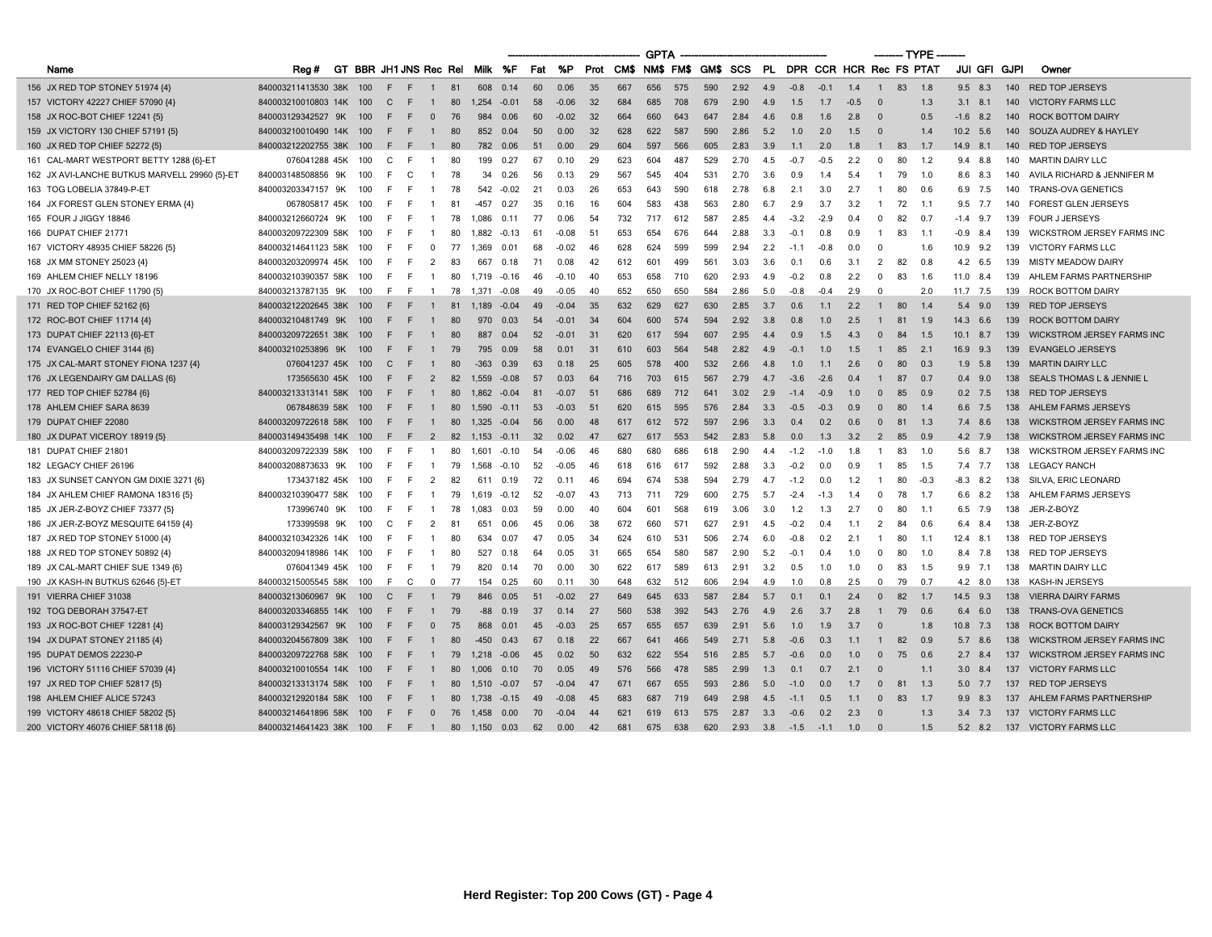| | | | | | | | | GPTA | | | | | | | | | | | | | | TYPE | | | | | | |
|---|---|---|---|---|---|---|---|---|---|---|---|---|---|---|---|---|---|---|---|---|---|---|---|---|---|---|---|---|
| Name | Reg # | GT | BBR | JH1 | JNS | Rec | Rel | Milk | %F | Fat | %P | Prot | CM$ | NM$ | FM$ | GM$ | SCS | PL | DPR | CCR | HCR | Rec | FS | PTAT | JUI | GFI | GJPI | Owner |
| 156 JX RED TOP STONEY 51974 {4} | 840003211413530 | 38K | 100 | F | F | 1 | 81 | 608 | 0.14 | 60 | 0.06 | 35 | 667 | 656 | 575 | 590 | 2.92 | 4.9 | -0.8 | -0.1 | 1.4 | 1 | 83 | 1.8 | 9.5 | 8.3 | 140 | RED TOP JERSEYS |
| 157 VICTORY 42227 CHIEF 57090 {4} | 840003210010803 | 14K | 100 | C | F | 1 | 80 | 1,254 | -0.01 | 58 | -0.06 | 32 | 684 | 685 | 708 | 679 | 2.90 | 4.9 | 1.5 | 1.7 | -0.5 | 0 | | 1.3 | 3.1 | 8.1 | 140 | VICTORY FARMS LLC |
| 158 JX ROC-BOT CHIEF 12241 {5} | 840003129342527 | 9K | 100 | F | F | 0 | 76 | 984 | 0.06 | 60 | -0.02 | 32 | 664 | 660 | 643 | 647 | 2.84 | 4.6 | 0.8 | 1.6 | 2.8 | 0 | | 0.5 | -1.6 | 8.2 | 140 | ROCK BOTTOM DAIRY |
| 159 JX VICTORY 130 CHIEF 57191 {5} | 840003210010490 | 14K | 100 | F | F | 1 | 80 | 852 | 0.04 | 50 | 0.00 | 32 | 628 | 622 | 587 | 590 | 2.86 | 5.2 | 1.0 | 2.0 | 1.5 | 0 | | 1.4 | 10.2 | 5.6 | 140 | SOUZA AUDREY & HAYLEY |
| 160 JX RED TOP CHIEF 52272 {5} | 840003212202755 | 38K | 100 | F | F | 1 | 80 | 782 | 0.06 | 51 | 0.00 | 29 | 604 | 597 | 566 | 605 | 2.83 | 3.9 | 1.1 | 2.0 | 1.8 | 1 | 83 | 1.7 | 14.9 | 8.1 | 140 | RED TOP JERSEYS |
| 161 CAL-MART WESTPORT BETTY 1288 {6}-ET | 076041288 | 45K | 100 | C | F | 1 | 80 | 199 | 0.27 | 67 | 0.10 | 29 | 623 | 604 | 487 | 529 | 2.70 | 4.5 | -0.7 | -0.5 | 2.2 | 0 | 80 | 1.2 | 9.4 | 8.8 | 140 | MARTIN DAIRY LLC |
| 162 JX AVI-LANCHE BUTKUS MARVELL 29960 {5}-ET | 840003148508856 | 9K | 100 | F | C | 1 | 78 | 34 | 0.26 | 56 | 0.13 | 29 | 567 | 545 | 404 | 531 | 2.70 | 3.6 | 0.9 | 1.4 | 5.4 | 1 | 79 | 1.0 | 8.6 | 8.3 | 140 | AVILA RICHARD & JENNIFER M |
| 163 TOG LOBELIA 37849-P-ET | 840003203347157 | 9K | 100 | F | F | 1 | 78 | 542 | -0.02 | 21 | 0.03 | 26 | 653 | 643 | 590 | 618 | 2.78 | 6.8 | 2.1 | 3.0 | 2.7 | 1 | 80 | 0.6 | 6.9 | 7.5 | 140 | TRANS-OVA GENETICS |
| 164 JX FOREST GLEN STONEY ERMA {4} | 067805817 | 45K | 100 | F | F | 1 | 81 | -457 | 0.27 | 35 | 0.16 | 16 | 604 | 583 | 438 | 563 | 2.80 | 6.7 | 2.9 | 3.7 | 3.2 | 1 | 72 | 1.1 | 9.5 | 7.7 | 140 | FOREST GLEN JERSEYS |
| 165 FOUR J JIGGY 18846 | 840003212660724 | 9K | 100 | F | F | 1 | 78 | 1,086 | 0.11 | 77 | 0.06 | 54 | 732 | 717 | 612 | 587 | 2.85 | 4.4 | -3.2 | -2.9 | 0.4 | 0 | 82 | 0.7 | -1.4 | 9.7 | 139 | FOUR J JERSEYS |
| 166 DUPAT CHIEF 21771 | 840003209722309 | 58K | 100 | F | F | 1 | 80 | 1,882 | -0.13 | 61 | -0.08 | 51 | 653 | 654 | 676 | 644 | 2.88 | 3.3 | -0.1 | 0.8 | 0.9 | 1 | 83 | 1.1 | -0.9 | 8.4 | 139 | WICKSTROM JERSEY FARMS INC |
| 167 VICTORY 48935 CHIEF 58226 {5} | 840003214641123 | 58K | 100 | F | F | 0 | 77 | 1,369 | 0.01 | 68 | -0.02 | 46 | 628 | 624 | 599 | 599 | 2.94 | 2.2 | -1.1 | -0.8 | 0.0 | 0 | | 1.6 | 10.9 | 9.2 | 139 | VICTORY FARMS LLC |
| 168 JX MM STONEY 25023 {4} | 840003203209974 | 45K | 100 | F | F | 2 | 83 | 667 | 0.18 | 71 | 0.08 | 42 | 612 | 601 | 499 | 561 | 3.03 | 3.6 | 0.1 | 0.6 | 3.1 | 2 | 82 | 0.8 | 4.2 | 6.5 | 139 | MISTY MEADOW DAIRY |
| 169 AHLEM CHIEF NELLY 18196 | 840003210390357 | 58K | 100 | F | F | 1 | 80 | 1,719 | -0.16 | 46 | -0.10 | 40 | 653 | 658 | 710 | 620 | 2.93 | 4.9 | -0.2 | 0.8 | 2.2 | 0 | 83 | 1.6 | 11.0 | 8.4 | 139 | AHLEM FARMS PARTNERSHIP |
| 170 JX ROC-BOT CHIEF 11790 {5} | 840003213787135 | 9K | 100 | F | F | 1 | 78 | 1,371 | -0.08 | 49 | -0.05 | 40 | 652 | 650 | 650 | 584 | 2.86 | 5.0 | -0.8 | -0.4 | 2.9 | 0 | | 2.0 | 11.7 | 7.5 | 139 | ROCK BOTTOM DAIRY |
| 171 RED TOP CHIEF 52162 {6} | 840003212202645 | 38K | 100 | F | F | 1 | 81 | 1,189 | -0.04 | 49 | -0.04 | 35 | 632 | 629 | 627 | 630 | 2.85 | 3.7 | 0.6 | 1.1 | 2.2 | 1 | 80 | 1.4 | 5.4 | 9.0 | 139 | RED TOP JERSEYS |
| 172 ROC-BOT CHIEF 11714 {4} | 840003210481749 | 9K | 100 | F | F | 1 | 80 | 970 | 0.03 | 54 | -0.01 | 34 | 604 | 600 | 574 | 594 | 2.92 | 3.8 | 0.8 | 1.0 | 2.5 | 1 | 81 | 1.9 | 14.3 | 6.6 | 139 | ROCK BOTTOM DAIRY |
| 173 DUPAT CHIEF 22113 {6}-ET | 840003209722651 | 38K | 100 | F | F | 1 | 80 | 887 | 0.04 | 52 | -0.01 | 31 | 620 | 617 | 594 | 607 | 2.95 | 4.4 | 0.9 | 1.5 | 4.3 | 0 | 84 | 1.5 | 10.1 | 8.7 | 139 | WICKSTROM JERSEY FARMS INC |
| 174 EVANGELO CHIEF 3144 {6} | 840003210253896 | 9K | 100 | F | F | 1 | 79 | 795 | 0.09 | 58 | 0.01 | 31 | 610 | 603 | 564 | 548 | 2.82 | 4.9 | -0.1 | 1.0 | 1.5 | 1 | 85 | 2.1 | 16.9 | 9.3 | 139 | EVANGELO JERSEYS |
| 175 JX CAL-MART STONEY FIONA 1237 {4} | 076041237 | 45K | 100 | C | F | 1 | 80 | -363 | 0.39 | 63 | 0.18 | 25 | 605 | 578 | 400 | 532 | 2.66 | 4.8 | 1.0 | 1.1 | 2.6 | 0 | 80 | 0.3 | 1.9 | 5.8 | 139 | MARTIN DAIRY LLC |
| 176 JX LEGENDAIRY GM DALLAS {6} | 173565630 | 45K | 100 | F | F | 2 | 82 | 1,559 | -0.08 | 57 | 0.03 | 64 | 716 | 703 | 615 | 567 | 2.79 | 4.7 | -3.6 | -2.6 | 0.4 | 1 | 87 | 0.7 | 0.4 | 9.0 | 138 | SEALS THOMAS L & JENNIE L |
| 177 RED TOP CHIEF 52784 {6} | 840003213313141 | 58K | 100 | F | F | 1 | 80 | 1,862 | -0.04 | 81 | -0.07 | 51 | 686 | 689 | 712 | 641 | 3.02 | 2.9 | -1.4 | -0.9 | 1.0 | 0 | 85 | 0.9 | 0.2 | 7.5 | 138 | RED TOP JERSEYS |
| 178 AHLEM CHIEF SARA 8639 | 067848639 | 58K | 100 | F | F | 1 | 80 | 1,590 | -0.11 | 53 | -0.03 | 51 | 620 | 615 | 595 | 576 | 2.84 | 3.3 | -0.5 | -0.3 | 0.9 | 0 | 80 | 1.4 | 6.6 | 7.5 | 138 | AHLEM FARMS JERSEYS |
| 179 DUPAT CHIEF 22080 | 840003209722618 | 58K | 100 | F | F | 1 | 80 | 1,325 | -0.04 | 56 | 0.00 | 48 | 617 | 612 | 572 | 597 | 2.96 | 3.3 | 0.4 | 0.2 | 0.6 | 0 | 81 | 1.3 | 7.4 | 8.6 | 138 | WICKSTROM JERSEY FARMS INC |
| 180 JX DUPAT VICEROY 18919 {5} | 840003149435498 | 14K | 100 | F | F | 2 | 82 | 1,153 | -0.11 | 32 | 0.02 | 47 | 627 | 617 | 553 | 542 | 2.83 | 5.8 | 0.0 | 1.3 | 3.2 | 2 | 85 | 0.9 | 4.2 | 7.9 | 138 | WICKSTROM JERSEY FARMS INC |
| 181 DUPAT CHIEF 21801 | 840003209722339 | 58K | 100 | F | F | 1 | 80 | 1,601 | -0.10 | 54 | -0.06 | 46 | 680 | 680 | 686 | 618 | 2.90 | 4.4 | -1.2 | -1.0 | 1.8 | 1 | 83 | 1.0 | 5.6 | 8.7 | 138 | WICKSTROM JERSEY FARMS INC |
| 182 LEGACY CHIEF 26196 | 840003208873633 | 9K | 100 | F | F | 1 | 79 | 1,568 | -0.10 | 52 | -0.05 | 46 | 618 | 616 | 617 | 592 | 2.88 | 3.3 | -0.2 | 0.0 | 0.9 | 1 | 85 | 1.5 | 7.4 | 7.7 | 138 | LEGACY RANCH |
| 183 JX SUNSET CANYON GM DIXIE 3271 {6} | 173437182 | 45K | 100 | F | F | 2 | 82 | 611 | 0.19 | 72 | 0.11 | 46 | 694 | 674 | 538 | 594 | 2.79 | 4.7 | -1.2 | 0.0 | 1.2 | 1 | 80 | -0.3 | -8.3 | 8.2 | 138 | SILVA, ERIC LEONARD |
| 184 JX AHLEM CHIEF RAMONA 18316 {5} | 840003210390477 | 58K | 100 | F | F | 1 | 79 | 1,619 | -0.12 | 52 | -0.07 | 43 | 713 | 711 | 729 | 600 | 2.75 | 5.7 | -2.4 | -1.3 | 1.4 | 0 | 78 | 1.7 | 6.6 | 8.2 | 138 | AHLEM FARMS JERSEYS |
| 185 JX JER-Z-BOYZ CHIEF 73377 {5} | 173996740 | 9K | 100 | F | F | 1 | 78 | 1,083 | 0.03 | 59 | 0.00 | 40 | 604 | 601 | 568 | 619 | 3.06 | 3.0 | 1.2 | 1.3 | 2.7 | 0 | 80 | 1.1 | 6.5 | 7.9 | 138 | JER-Z-BOYZ |
| 186 JX JER-Z-BOYZ MESQUITE 64159 {4} | 173399598 | 9K | 100 | C | F | 2 | 81 | 651 | 0.06 | 45 | 0.06 | 38 | 672 | 660 | 571 | 627 | 2.91 | 4.5 | -0.2 | 0.4 | 1.1 | 2 | 84 | 0.6 | 6.4 | 8.4 | 138 | JER-Z-BOYZ |
| 187 JX RED TOP STONEY 51000 {4} | 840003210342326 | 14K | 100 | F | F | 1 | 80 | 634 | 0.07 | 47 | 0.05 | 34 | 624 | 610 | 531 | 506 | 2.74 | 6.0 | -0.8 | 0.2 | 2.1 | 1 | 80 | 1.1 | 12.4 | 8.1 | 138 | RED TOP JERSEYS |
| 188 JX RED TOP STONEY 50892 {4} | 840003209418986 | 14K | 100 | F | F | 1 | 80 | 527 | 0.18 | 64 | 0.05 | 31 | 665 | 654 | 580 | 587 | 2.90 | 5.2 | -0.1 | 0.4 | 1.0 | 0 | 80 | 1.0 | 8.4 | 7.8 | 138 | RED TOP JERSEYS |
| 189 JX CAL-MART CHIEF SUE 1349 {6} | 076041349 | 45K | 100 | F | F | 1 | 79 | 820 | 0.14 | 70 | 0.00 | 30 | 622 | 617 | 589 | 613 | 2.91 | 3.2 | 0.5 | 1.0 | 1.0 | 0 | 83 | 1.5 | 9.9 | 7.1 | 138 | MARTIN DAIRY LLC |
| 190 JX KASH-IN BUTKUS 62646 {5}-ET | 840003215005545 | 58K | 100 | F | C | 0 | 77 | 154 | 0.25 | 60 | 0.11 | 30 | 648 | 632 | 512 | 606 | 2.94 | 4.9 | 1.0 | 0.8 | 2.5 | 0 | 79 | 0.7 | 4.2 | 8.0 | 138 | KASH-IN JERSEYS |
| 191 VIERRA CHIEF 31038 | 840003213060967 | 9K | 100 | C | F | 1 | 79 | 846 | 0.05 | 51 | -0.02 | 27 | 649 | 645 | 633 | 587 | 2.84 | 5.7 | 0.1 | 0.1 | 2.4 | 0 | 82 | 1.7 | 14.5 | 9.3 | 138 | VIERRA DAIRY FARMS |
| 192 TOG DEBORAH 37547-ET | 840003203346855 | 14K | 100 | F | F | 1 | 79 | -88 | 0.19 | 37 | 0.14 | 27 | 560 | 538 | 392 | 543 | 2.76 | 4.9 | 2.6 | 3.7 | 2.8 | 1 | 79 | 0.6 | 6.4 | 6.0 | 138 | TRANS-OVA GENETICS |
| 193 JX ROC-BOT CHIEF 12281 {4} | 840003129342567 | 9K | 100 | F | F | 0 | 75 | 868 | 0.01 | 45 | -0.03 | 25 | 657 | 655 | 657 | 639 | 2.91 | 5.6 | 1.0 | 1.9 | 3.7 | 0 | | 1.8 | 10.8 | 7.3 | 138 | ROCK BOTTOM DAIRY |
| 194 JX DUPAT STONEY 21185 {4} | 840003204567809 | 38K | 100 | F | F | 1 | 80 | -450 | 0.43 | 67 | 0.18 | 22 | 667 | 641 | 466 | 549 | 2.71 | 5.8 | -0.6 | 0.3 | 1.1 | 1 | 82 | 0.9 | 5.7 | 8.6 | 138 | WICKSTROM JERSEY FARMS INC |
| 195 DUPAT DEMOS 22230-P | 840003209722768 | 58K | 100 | F | F | 1 | 79 | 1,218 | -0.06 | 45 | 0.02 | 50 | 632 | 622 | 554 | 516 | 2.85 | 5.7 | -0.6 | 0.0 | 1.0 | 0 | 75 | 0.6 | 2.7 | 8.4 | 137 | WICKSTROM JERSEY FARMS INC |
| 196 VICTORY 51116 CHIEF 57039 {4} | 840003210010554 | 14K | 100 | F | F | 1 | 80 | 1,006 | 0.10 | 70 | 0.05 | 49 | 576 | 566 | 478 | 585 | 2.99 | 1.3 | 0.1 | 0.7 | 2.1 | 0 | | 1.1 | 3.0 | 8.4 | 137 | VICTORY FARMS LLC |
| 197 JX RED TOP CHIEF 52817 {5} | 840003213313174 | 58K | 100 | F | F | 1 | 80 | 1,510 | -0.07 | 57 | -0.04 | 47 | 671 | 667 | 655 | 593 | 2.86 | 5.0 | -1.0 | 0.0 | 1.7 | 0 | 81 | 1.3 | 5.0 | 7.7 | 137 | RED TOP JERSEYS |
| 198 AHLEM CHIEF ALICE 57243 | 840003212920184 | 58K | 100 | F | F | 1 | 80 | 1,738 | -0.15 | 49 | -0.08 | 45 | 683 | 687 | 719 | 649 | 2.98 | 4.5 | -1.1 | 0.5 | 1.1 | 0 | 83 | 1.7 | 9.9 | 8.3 | 137 | AHLEM FARMS PARTNERSHIP |
| 199 VICTORY 48618 CHIEF 58202 {5} | 840003214641896 | 58K | 100 | F | F | 0 | 76 | 1,458 | 0.00 | 70 | -0.04 | 44 | 621 | 619 | 613 | 575 | 2.87 | 3.3 | -0.6 | 0.2 | 2.3 | 0 | | 1.3 | 3.4 | 7.3 | 137 | VICTORY FARMS LLC |
| 200 VICTORY 46076 CHIEF 58118 {6} | 840003214641423 | 38K | 100 | F | F | 1 | 80 | 1,150 | 0.03 | 62 | 0.00 | 42 | 681 | 675 | 638 | 620 | 2.93 | 3.8 | -1.5 | -1.1 | 1.0 | 0 | | 1.5 | 5.2 | 8.2 | 137 | VICTORY FARMS LLC |